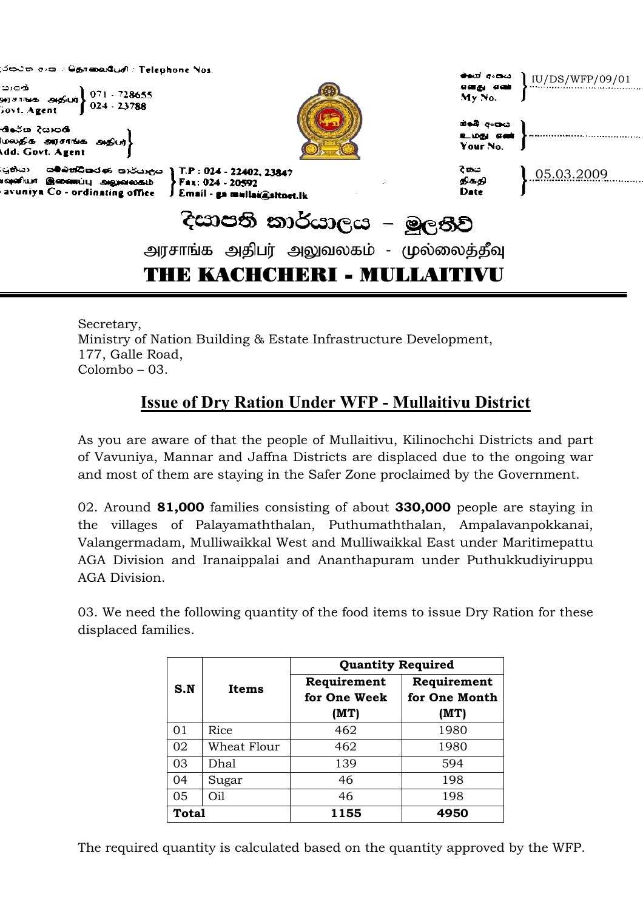දුරකථන අංක / தொலைபேசி / Telephone Nos.

දිසාපති / அரசாங்க அதிபர் / Govt. Agent — 071 - 728655, 024 - 23788

අතිරේක දිසාපති / மேலதிக அரசாங்க அதிபர் / Add. Govt. Agent

වවුනියා සම්බන්ධීකරණ කාර්යාලය / வவுனியா இணைப்பு அலுவலகம் / Vavuniya Co - ordinating office — T.P : 024 - 22402, 23847, Fax: 024 - 20592, Email - ga mullai@sltnet.lk

මගේ අංකය / எனது இல / My No. — IU/DS/WFP/09/01

ඔබේ අංකය / உமது இல / Your No. —

දිනය / திகதி / Date — 05.03.2009

# දිසාපති කාර්යාලය - මුලතිව්

## அரசாங்க அதிபர் அலுவலகம் - முல்லைத்தீவு

## THE KACHCHERI - MULLAITIVU

Secretary,
Ministry of Nation Building & Estate Infrastructure Development,
177, Galle Road,
Colombo – 03.

## Issue of Dry Ration Under WFP - Mullaitivu District

As you are aware of that the people of Mullaitivu, Kilinochchi Districts and part of Vavuniya, Mannar and Jaffna Districts are displaced due to the ongoing war and most of them are staying in the Safer Zone proclaimed by the Government.

02. Around **81,000** families consisting of about **330,000** people are staying in the villages of Palayamaththalan, Puthumaththalan, Ampalavanpokkanai, Valangermadam, Mulliwaikkal West and Mulliwaikkal East under Maritimepattu AGA Division and Iranaippalai and Ananthapuram under Puthukkudiyiruppu AGA Division.

03. We need the following quantity of the food items to issue Dry Ration for these displaced families.

| S.N | Items | Quantity Required | |
|---|---|---|---|
| | | Requirement for One Week (MT) | Requirement for One Month (MT) |
| 01 | Rice | 462 | 1980 |
| 02 | Wheat Flour | 462 | 1980 |
| 03 | Dhal | 139 | 594 |
| 04 | Sugar | 46 | 198 |
| 05 | Oil | 46 | 198 |
| **Total** | | **1155** | **4950** |

The required quantity is calculated based on the quantity approved by the WFP.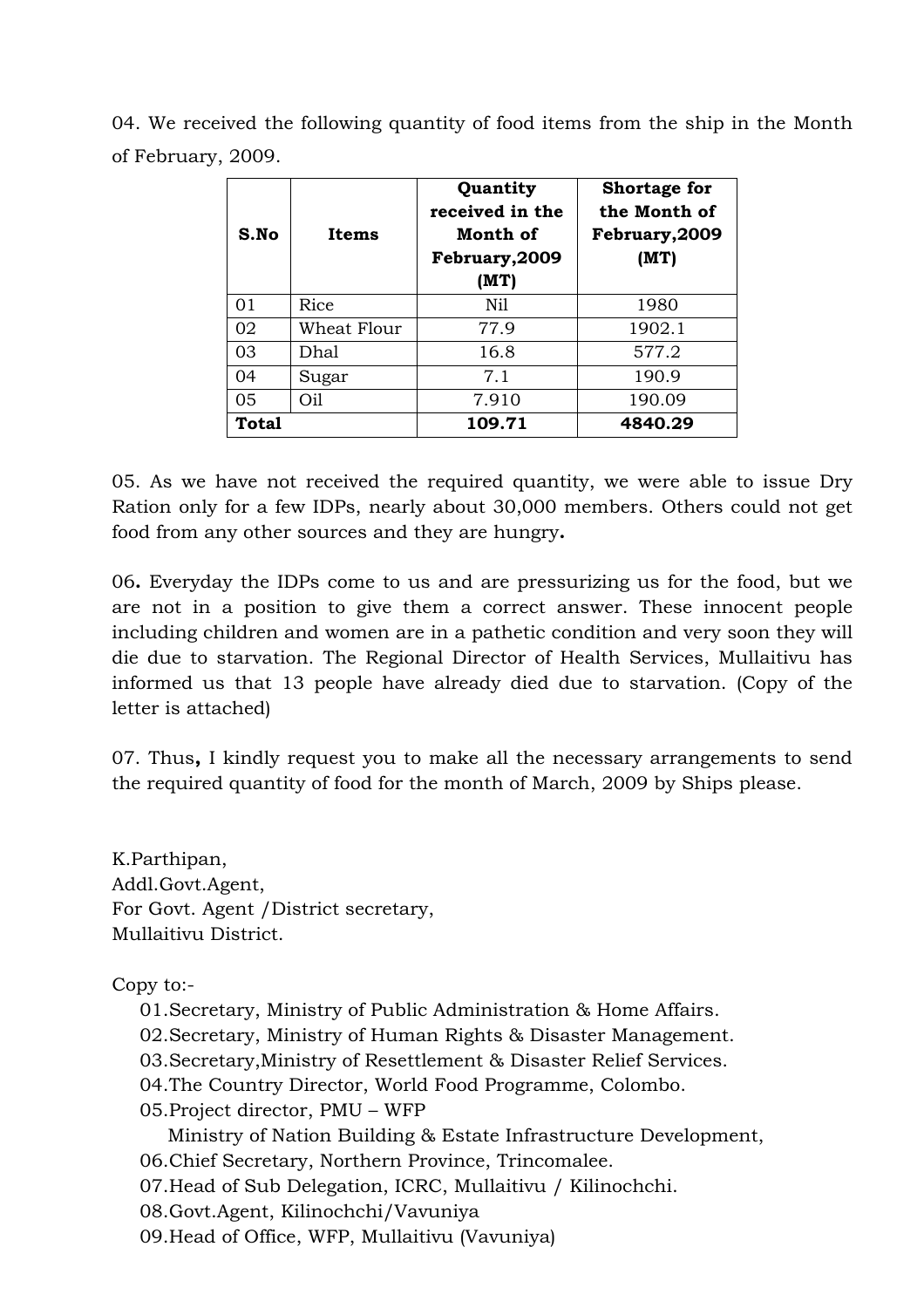04. We received the following quantity of food items from the ship in the Month of February, 2009.

| S.No | Items | Quantity received in the Month of February,2009 (MT) | Shortage for the Month of February,2009 (MT) |
|---|---|---|---|
| 01 | Rice | Nil | 1980 |
| 02 | Wheat Flour | 77.9 | 1902.1 |
| 03 | Dhal | 16.8 | 577.2 |
| 04 | Sugar | 7.1 | 190.9 |
| 05 | Oil | 7.910 | 190.09 |
| **Total** | | **109.71** | **4840.29** |

05. As we have not received the required quantity, we were able to issue Dry Ration only for a few IDPs, nearly about 30,000 members. Others could not get food from any other sources and they are hungry**.**

06**.** Everyday the IDPs come to us and are pressurizing us for the food, but we are not in a position to give them a correct answer. These innocent people including children and women are in a pathetic condition and very soon they will die due to starvation. The Regional Director of Health Services, Mullaitivu has informed us that 13 people have already died due to starvation. (Copy of the letter is attached)

07. Thus**,** I kindly request you to make all the necessary arrangements to send the required quantity of food for the month of March, 2009 by Ships please.

K.Parthipan,
Addl.Govt.Agent,
For Govt. Agent /District secretary,
Mullaitivu District.

Copy to:-

01.Secretary, Ministry of Public Administration & Home Affairs.
02.Secretary, Ministry of Human Rights & Disaster Management.
03.Secretary,Ministry of Resettlement & Disaster Relief Services.
04.The Country Director, World Food Programme, Colombo.
05.Project director, PMU – WFP
Ministry of Nation Building & Estate Infrastructure Development,
06.Chief Secretary, Northern Province, Trincomalee.
07.Head of Sub Delegation, ICRC, Mullaitivu / Kilinochchi.
08.Govt.Agent, Kilinochchi/Vavuniya
09.Head of Office, WFP, Mullaitivu (Vavuniya)